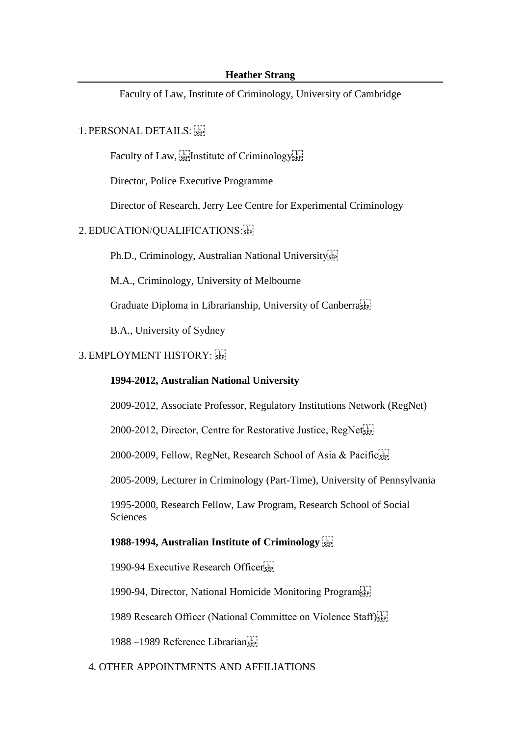**Heather Strang**

Faculty of Law, Institute of Criminology, University of Cambridge

## 1. PERSONAL DETAILS:

Faculty of Law, Institute of Criminology

Director, Police Executive Programme

Director of Research, Jerry Lee Centre for Experimental Criminology

## 2. EDUCATION/QUALIFICATIONS:

Ph.D., Criminology, Australian National University

M.A., Criminology, University of Melbourne

Graduate Diploma in Librarianship, University of Canberra

B.A., University of Sydney

## 3. EMPLOYMENT HISTORY:

**1994-2012, Australian National University**

2009-2012, Associate Professor, Regulatory Institutions Network (RegNet)

2000-2012, Director, Centre for Restorative Justice, RegNet

2000-2009, Fellow, RegNet, Research School of Asia & Pacific

2005-2009, Lecturer in Criminology (Part-Time), University of Pennsylvania

1995-2000, Research Fellow, Law Program, Research School of Social Sciences

**1988-1994, Australian Institute of Criminology**

1990-94 Executive Research Officer

1990-94, Director, National Homicide Monitoring Program

1989 Research Officer (National Committee on Violence Staff)

1988 –1989 Reference Librarian

## 4. OTHER APPOINTMENTS AND AFFILIATIONS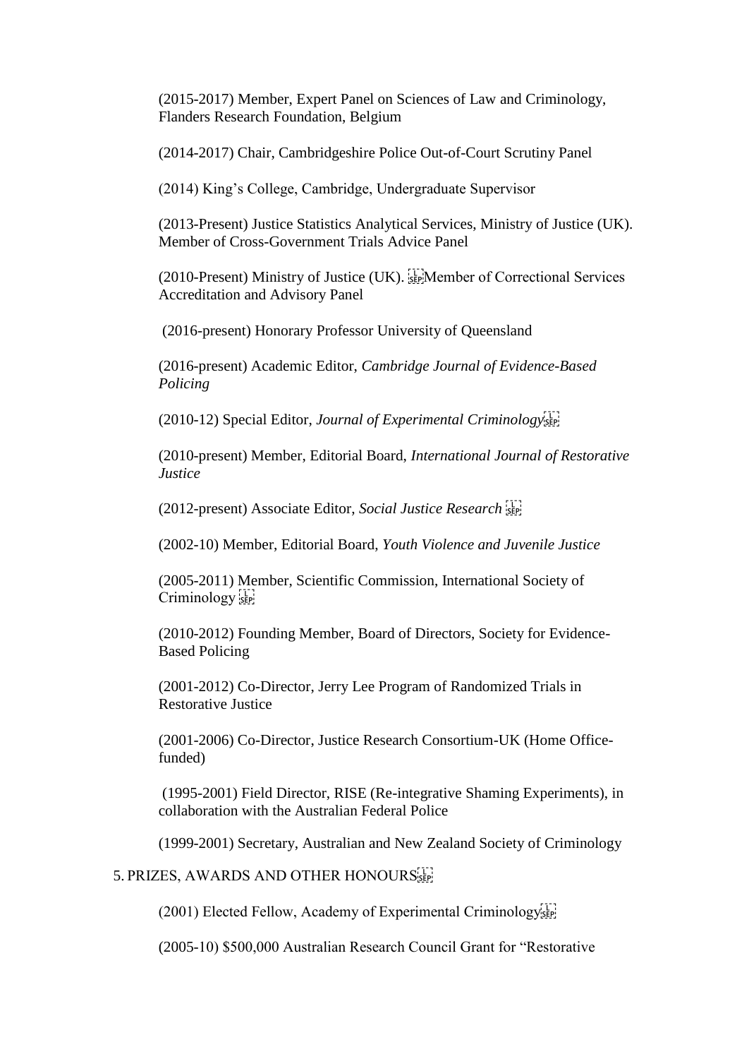(2015-2017) Member, Expert Panel on Sciences of Law and Criminology, Flanders Research Foundation, Belgium

(2014-2017) Chair, Cambridgeshire Police Out-of-Court Scrutiny Panel

(2014) King's College, Cambridge, Undergraduate Supervisor

(2013-Present) Justice Statistics Analytical Services, Ministry of Justice (UK). Member of Cross-Government Trials Advice Panel

(2010-Present) Ministry of Justice (UK). Member of Correctional Services Accreditation and Advisory Panel

(2016-present) Honorary Professor University of Queensland

(2016-present) Academic Editor, *Cambridge Journal of Evidence-Based Policing*

(2010-12) Special Editor, *Journal of Experimental Criminology*

(2010-present) Member, Editorial Board, *International Journal of Restorative Justice*

(2012-present) Associate Editor, *Social Justice Research*

(2002-10) Member, Editorial Board, *Youth Violence and Juvenile Justice*

(2005-2011) Member, Scientific Commission, International Society of Criminology

(2010-2012) Founding Member, Board of Directors, Society for Evidence-Based Policing

(2001-2012) Co-Director, Jerry Lee Program of Randomized Trials in Restorative Justice

(2001-2006) Co-Director, Justice Research Consortium-UK (Home Office-funded)

(1995-2001) Field Director, RISE (Re-integrative Shaming Experiments), in collaboration with the Australian Federal Police

(1999-2001) Secretary, Australian and New Zealand Society of Criminology

5. PRIZES, AWARDS AND OTHER HONOURS

(2001) Elected Fellow, Academy of Experimental Criminology

(2005-10) $500,000 Australian Research Council Grant for "Restorative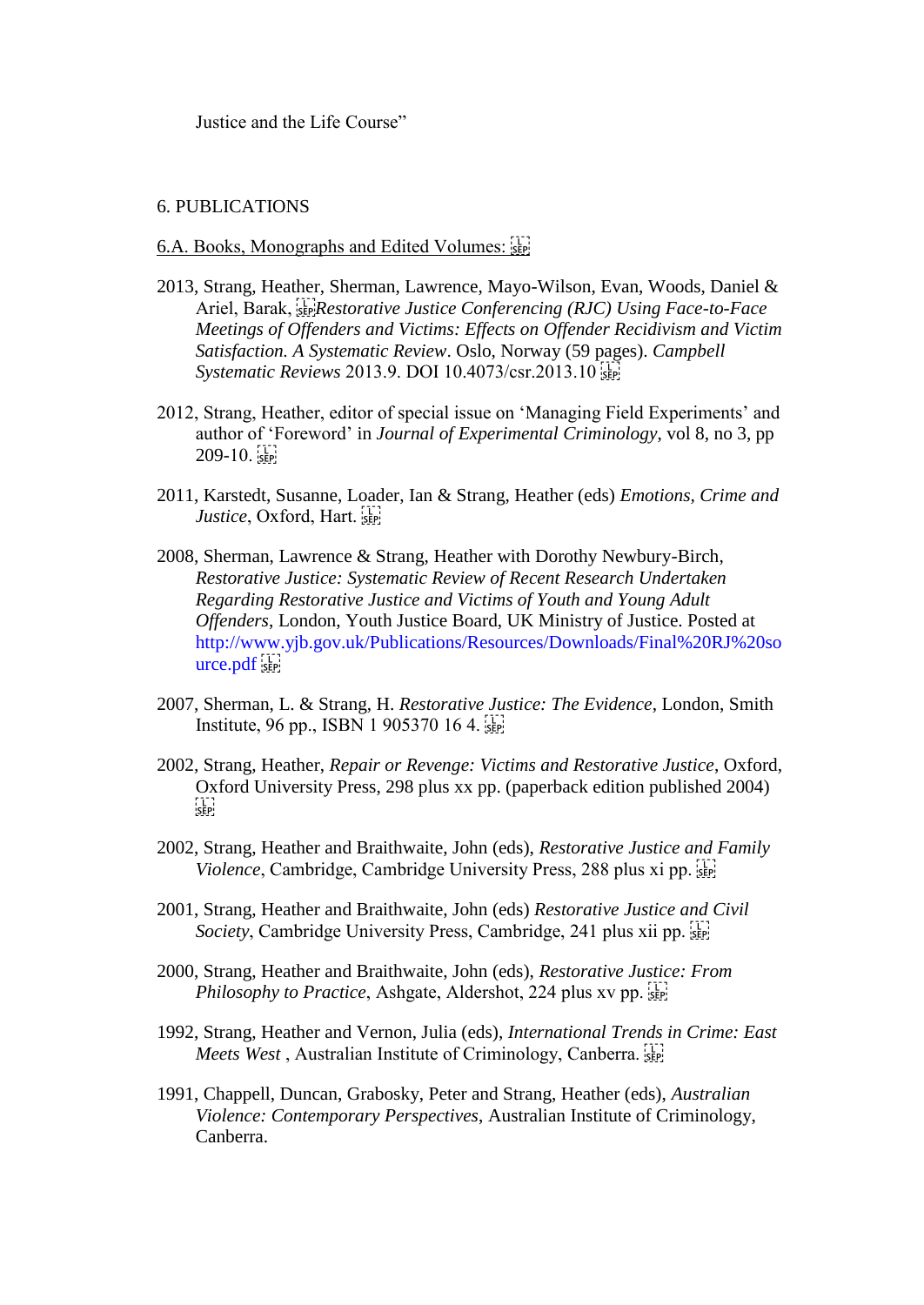Justice and the Life Course"

6. PUBLICATIONS

6.A. Books, Monographs and Edited Volumes:

2013, Strang, Heather, Sherman, Lawrence, Mayo-Wilson, Evan, Woods, Daniel & Ariel, Barak, *Restorative Justice Conferencing (RJC) Using Face-to-Face Meetings of Offenders and Victims: Effects on Offender Recidivism and Victim Satisfaction. A Systematic Review*. Oslo, Norway (59 pages). *Campbell Systematic Reviews* 2013.9. DOI 10.4073/csr.2013.10

2012, Strang, Heather, editor of special issue on 'Managing Field Experiments' and author of 'Foreword' in *Journal of Experimental Criminology*, vol 8, no 3, pp 209-10.

2011, Karstedt, Susanne, Loader, Ian & Strang, Heather (eds) *Emotions, Crime and Justice*, Oxford, Hart.

2008, Sherman, Lawrence & Strang, Heather with Dorothy Newbury-Birch, *Restorative Justice: Systematic Review of Recent Research Undertaken Regarding Restorative Justice and Victims of Youth and Young Adult Offenders*, London, Youth Justice Board, UK Ministry of Justice. Posted at http://www.yjb.gov.uk/Publications/Resources/Downloads/Final%20RJ%20source.pdf

2007, Sherman, L. & Strang, H. *Restorative Justice: The Evidence*, London, Smith Institute, 96 pp., ISBN 1 905370 16 4.

2002, Strang, Heather, *Repair or Revenge: Victims and Restorative Justice*, Oxford, Oxford University Press, 298 plus xx pp. (paperback edition published 2004)

2002, Strang, Heather and Braithwaite, John (eds), *Restorative Justice and Family Violence*, Cambridge, Cambridge University Press, 288 plus xi pp.

2001, Strang, Heather and Braithwaite, John (eds) *Restorative Justice and Civil Society*, Cambridge University Press, Cambridge, 241 plus xii pp.

2000, Strang, Heather and Braithwaite, John (eds), *Restorative Justice: From Philosophy to Practice*, Ashgate, Aldershot, 224 plus xv pp.

1992, Strang, Heather and Vernon, Julia (eds), *International Trends in Crime: East Meets West* , Australian Institute of Criminology, Canberra.

1991, Chappell, Duncan, Grabosky, Peter and Strang, Heather (eds), *Australian Violence: Contemporary Perspectives*, Australian Institute of Criminology, Canberra.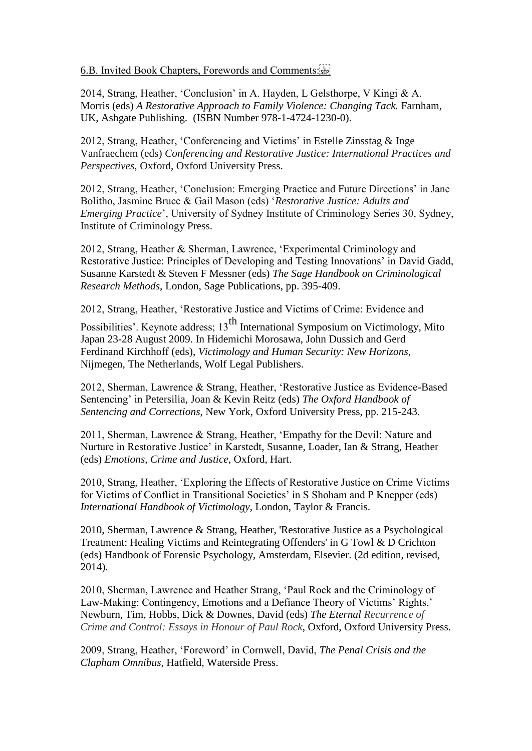6.B. Invited Book Chapters, Forewords and Comments:

2014, Strang, Heather, 'Conclusion' in A. Hayden, L Gelsthorpe, V Kingi & A. Morris (eds) *A Restorative Approach to Family Violence: Changing Tack.* Farnham, UK, Ashgate Publishing. (ISBN Number 978-1-4724-1230-0).

2012, Strang, Heather, 'Conferencing and Victims' in Estelle Zinsstag & Inge Vanfraechem (eds) *Conferencing and Restorative Justice: International Practices and Perspectives*, Oxford, Oxford University Press.

2012, Strang, Heather, 'Conclusion: Emerging Practice and Future Directions' in Jane Bolitho, Jasmine Bruce & Gail Mason (eds) '*Restorative Justice: Adults and Emerging Practice*', University of Sydney Institute of Criminology Series 30, Sydney, Institute of Criminology Press.

2012, Strang, Heather & Sherman, Lawrence, 'Experimental Criminology and Restorative Justice: Principles of Developing and Testing Innovations' in David Gadd, Susanne Karstedt & Steven F Messner (eds) *The Sage Handbook on Criminological Research Methods*, London, Sage Publications, pp. 395-409.

2012, Strang, Heather, 'Restorative Justice and Victims of Crime: Evidence and Possibilities'. Keynote address; 13th International Symposium on Victimology, Mito Japan 23-28 August 2009. In Hidemichi Morosawa, John Dussich and Gerd Ferdinand Kirchhoff (eds), *Victimology and Human Security: New Horizons*, Nijmegen, The Netherlands, Wolf Legal Publishers.

2012, Sherman, Lawrence & Strang, Heather, 'Restorative Justice as Evidence-Based Sentencing' in Petersilia, Joan & Kevin Reitz (eds) *The Oxford Handbook of Sentencing and Corrections*, New York, Oxford University Press, pp. 215-243.

2011, Sherman, Lawrence & Strang, Heather, 'Empathy for the Devil: Nature and Nurture in Restorative Justice' in Karstedt, Susanne, Loader, Ian & Strang, Heather (eds) *Emotions, Crime and Justice*, Oxford, Hart.

2010, Strang, Heather, 'Exploring the Effects of Restorative Justice on Crime Victims for Victims of Conflict in Transitional Societies' in S Shoham and P Knepper (eds) *International Handbook of Victimology*, London, Taylor & Francis.

2010, Sherman, Lawrence & Strang, Heather, 'Restorative Justice as a Psychological Treatment: Healing Victims and Reintegrating Offenders' in G Towl & D Crichton (eds) Handbook of Forensic Psychology, Amsterdam, Elsevier. (2d edition, revised, 2014).

2010, Sherman, Lawrence and Heather Strang, 'Paul Rock and the Criminology of Law-Making: Contingency, Emotions and a Defiance Theory of Victims' Rights,' Newburn, Tim, Hobbs, Dick & Downes, David (eds) *The Eternal Recurrence of Crime and Control: Essays in Honour of Paul Rock*, Oxford, Oxford University Press.

2009, Strang, Heather, 'Foreword' in Cornwell, David, *The Penal Crisis and the Clapham Omnibus*, Hatfield, Waterside Press.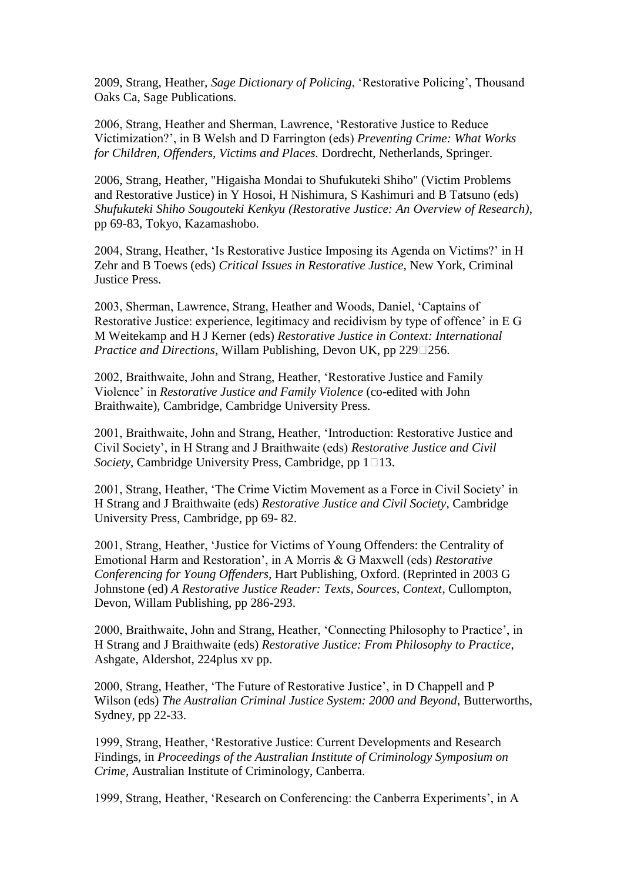2009, Strang, Heather, *Sage Dictionary of Policing*, 'Restorative Policing', Thousand Oaks Ca, Sage Publications.

2006, Strang, Heather and Sherman, Lawrence, 'Restorative Justice to Reduce Victimization?', in B Welsh and D Farrington (eds) *Preventing Crime: What Works for Children, Offenders, Victims and Places*. Dordrecht, Netherlands, Springer.

2006, Strang, Heather, "Higaisha Mondai to Shufukuteki Shiho" (Victim Problems and Restorative Justice) in Y Hosoi, H Nishimura, S Kashimuri and B Tatsuno (eds) *Shufukuteki Shiho Sougouteki Kenkyu (Restorative Justice: An Overview of Research)*, pp 69-83, Tokyo, Kazamashobo.

2004, Strang, Heather, 'Is Restorative Justice Imposing its Agenda on Victims?' in H Zehr and B Toews (eds) *Critical Issues in Restorative Justice*, New York, Criminal Justice Press.

2003, Sherman, Lawrence, Strang, Heather and Woods, Daniel, 'Captains of Restorative Justice: experience, legitimacy and recidivism by type of offence' in E G M Weitekamp and H J Kerner (eds) *Restorative Justice in Context: International Practice and Directions*, Willam Publishing, Devon UK, pp 229□256.

2002, Braithwaite, John and Strang, Heather, 'Restorative Justice and Family Violence' in *Restorative Justice and Family Violence* (co-edited with John Braithwaite), Cambridge, Cambridge University Press.

2001, Braithwaite, John and Strang, Heather, 'Introduction: Restorative Justice and Civil Society', in H Strang and J Braithwaite (eds) *Restorative Justice and Civil Society*, Cambridge University Press, Cambridge, pp 1□13.

2001, Strang, Heather, 'The Crime Victim Movement as a Force in Civil Society' in H Strang and J Braithwaite (eds) *Restorative Justice and Civil Society*, Cambridge University Press, Cambridge, pp 69- 82.

2001, Strang, Heather, 'Justice for Victims of Young Offenders: the Centrality of Emotional Harm and Restoration', in A Morris & G Maxwell (eds) *Restorative Conferencing for Young Offenders*, Hart Publishing, Oxford. (Reprinted in 2003 G Johnstone (ed) *A Restorative Justice Reader: Texts, Sources, Context*, Cullompton, Devon, Willam Publishing, pp 286-293.

2000, Braithwaite, John and Strang, Heather, 'Connecting Philosophy to Practice', in H Strang and J Braithwaite (eds) *Restorative Justice: From Philosophy to Practice*, Ashgate, Aldershot, 224plus xv pp.

2000, Strang, Heather, 'The Future of Restorative Justice', in D Chappell and P Wilson (eds) *The Australian Criminal Justice System: 2000 and Beyond*, Butterworths, Sydney, pp 22-33.

1999, Strang, Heather, 'Restorative Justice: Current Developments and Research Findings, in *Proceedings of the Australian Institute of Criminology Symposium on Crime*, Australian Institute of Criminology, Canberra.

1999, Strang, Heather, 'Research on Conferencing: the Canberra Experiments', in A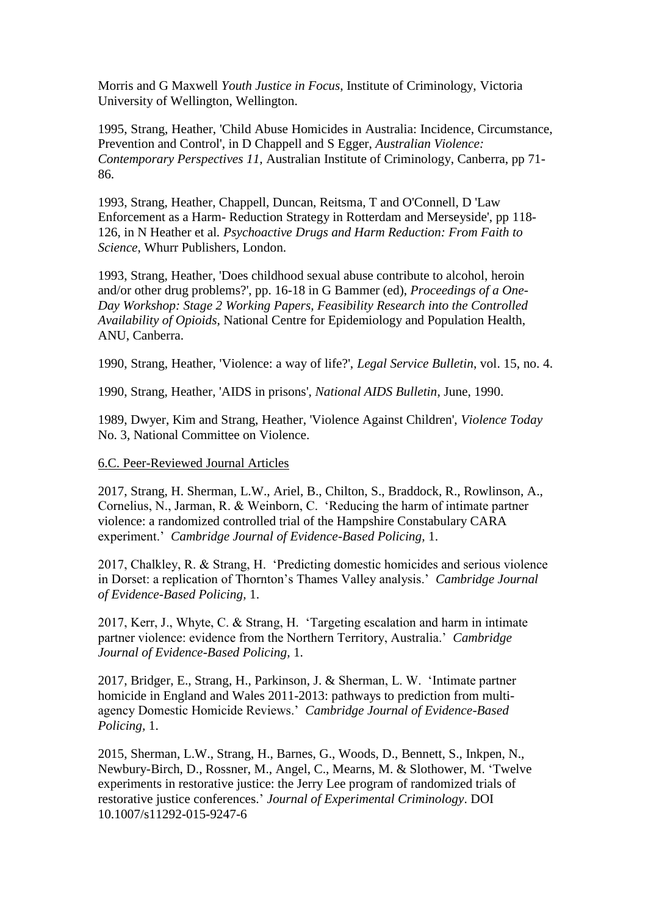Morris and G Maxwell *Youth Justice in Focus*, Institute of Criminology, Victoria University of Wellington, Wellington.

1995, Strang, Heather, 'Child Abuse Homicides in Australia: Incidence, Circumstance, Prevention and Control', in D Chappell and S Egger, *Australian Violence: Contemporary Perspectives 11*, Australian Institute of Criminology, Canberra, pp 71-86.

1993, Strang, Heather, Chappell, Duncan, Reitsma, T and O'Connell, D 'Law Enforcement as a Harm- Reduction Strategy in Rotterdam and Merseyside', pp 118-126, in N Heather et al. *Psychoactive Drugs and Harm Reduction: From Faith to Science*, Whurr Publishers, London.

1993, Strang, Heather, 'Does childhood sexual abuse contribute to alcohol, heroin and/or other drug problems?', pp. 16-18 in G Bammer (ed), *Proceedings of a One-Day Workshop: Stage 2 Working Papers, Feasibility Research into the Controlled Availability of Opioids*, National Centre for Epidemiology and Population Health, ANU, Canberra.

1990, Strang, Heather, 'Violence: a way of life?', *Legal Service Bulletin*, vol. 15, no. 4.

1990, Strang, Heather, 'AIDS in prisons', *National AIDS Bulletin*, June, 1990.

1989, Dwyer, Kim and Strang, Heather, 'Violence Against Children', *Violence Today* No. 3, National Committee on Violence.

6.C. Peer-Reviewed Journal Articles

2017, Strang, H. Sherman, L.W., Ariel, B., Chilton, S., Braddock, R., Rowlinson, A., Cornelius, N., Jarman, R. & Weinborn, C. 'Reducing the harm of intimate partner violence: a randomized controlled trial of the Hampshire Constabulary CARA experiment.' *Cambridge Journal of Evidence-Based Policing,* 1.

2017, Chalkley, R. & Strang, H. 'Predicting domestic homicides and serious violence in Dorset: a replication of Thornton's Thames Valley analysis.' *Cambridge Journal of Evidence-Based Policing,* 1.

2017, Kerr, J., Whyte, C. & Strang, H. 'Targeting escalation and harm in intimate partner violence: evidence from the Northern Territory, Australia.' *Cambridge Journal of Evidence-Based Policing,* 1.

2017, Bridger, E., Strang, H., Parkinson, J. & Sherman, L. W. 'Intimate partner homicide in England and Wales 2011-2013: pathways to prediction from multi-agency Domestic Homicide Reviews.' *Cambridge Journal of Evidence-Based Policing,* 1.

2015, Sherman, L.W., Strang, H., Barnes, G., Woods, D., Bennett, S., Inkpen, N., Newbury-Birch, D., Rossner, M., Angel, C., Mearns, M. & Slothower, M. 'Twelve experiments in restorative justice: the Jerry Lee program of randomized trials of restorative justice conferences.' *Journal of Experimental Criminology*. DOI 10.1007/s11292-015-9247-6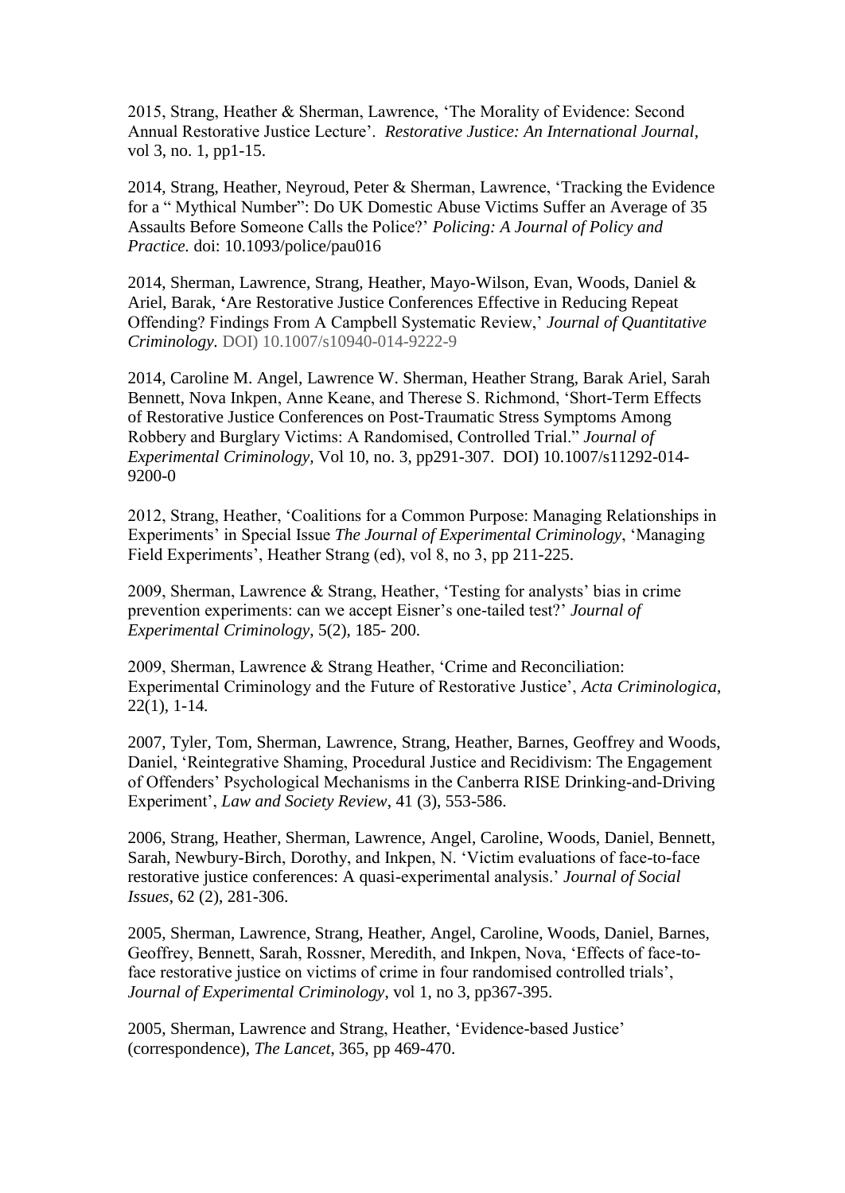2015, Strang, Heather & Sherman, Lawrence, 'The Morality of Evidence: Second Annual Restorative Justice Lecture'. *Restorative Justice: An International Journal*, vol 3, no. 1, pp1-15.

2014, Strang, Heather, Neyroud, Peter & Sherman, Lawrence, 'Tracking the Evidence for a " Mythical Number": Do UK Domestic Abuse Victims Suffer an Average of 35 Assaults Before Someone Calls the Police?' *Policing: A Journal of Policy and Practice.* doi: 10.1093/police/pau016

2014, Sherman, Lawrence, Strang, Heather, Mayo-Wilson, Evan, Woods, Daniel & Ariel, Barak, **'**Are Restorative Justice Conferences Effective in Reducing Repeat Offending? Findings From A Campbell Systematic Review,' *Journal of Quantitative Criminology.* DOI) 10.1007/s10940-014-9222-9

2014, Caroline M. Angel, Lawrence W. Sherman, Heather Strang, Barak Ariel, Sarah Bennett, Nova Inkpen, Anne Keane, and Therese S. Richmond, 'Short-Term Effects of Restorative Justice Conferences on Post-Traumatic Stress Symptoms Among Robbery and Burglary Victims: A Randomised, Controlled Trial." *Journal of Experimental Criminology,* Vol 10, no. 3, pp291-307. DOI) 10.1007/s11292-014-9200-0

2012, Strang, Heather, 'Coalitions for a Common Purpose: Managing Relationships in Experiments' in Special Issue *The Journal of Experimental Criminology*, 'Managing Field Experiments', Heather Strang (ed), vol 8, no 3, pp 211-225.

2009, Sherman, Lawrence & Strang, Heather, 'Testing for analysts' bias in crime prevention experiments: can we accept Eisner's one-tailed test?' *Journal of Experimental Criminology*, 5(2), 185- 200.

2009, Sherman, Lawrence & Strang Heather, 'Crime and Reconciliation: Experimental Criminology and the Future of Restorative Justice', *Acta Criminologica*, 22(1), 1-14.

2007, Tyler, Tom, Sherman, Lawrence, Strang, Heather, Barnes, Geoffrey and Woods, Daniel, 'Reintegrative Shaming, Procedural Justice and Recidivism: The Engagement of Offenders' Psychological Mechanisms in the Canberra RISE Drinking-and-Driving Experiment', *Law and Society Review*, 41 (3), 553-586.

2006, Strang, Heather, Sherman, Lawrence, Angel, Caroline, Woods, Daniel, Bennett, Sarah, Newbury-Birch, Dorothy, and Inkpen, N. 'Victim evaluations of face-to-face restorative justice conferences: A quasi-experimental analysis.' *Journal of Social Issues*, 62 (2), 281-306.

2005, Sherman, Lawrence, Strang, Heather, Angel, Caroline, Woods, Daniel, Barnes, Geoffrey, Bennett, Sarah, Rossner, Meredith, and Inkpen, Nova, 'Effects of face-to-face restorative justice on victims of crime in four randomised controlled trials', *Journal of Experimental Criminology*, vol 1, no 3, pp367-395.

2005, Sherman, Lawrence and Strang, Heather, 'Evidence-based Justice' (correspondence), *The Lancet*, 365, pp 469-470.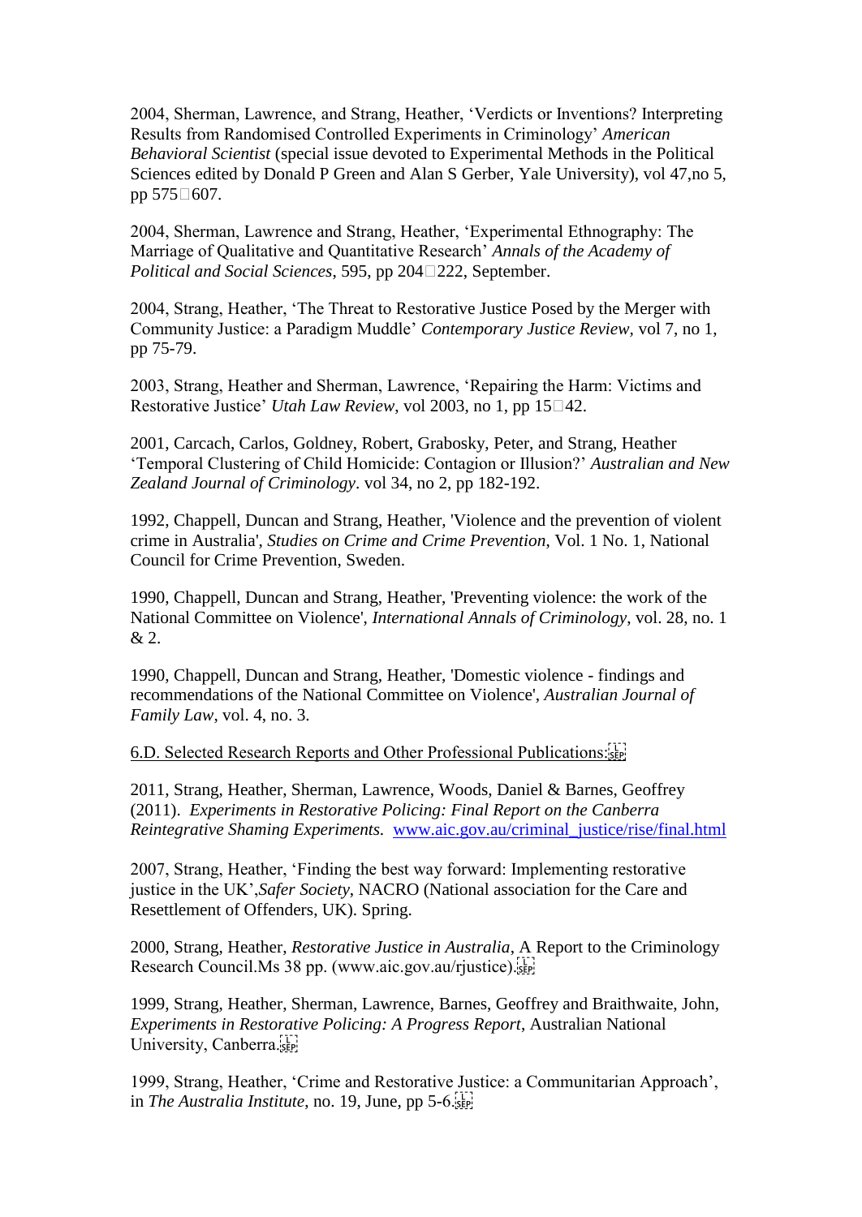2004, Sherman, Lawrence, and Strang, Heather, 'Verdicts or Inventions? Interpreting Results from Randomised Controlled Experiments in Criminology' *American Behavioral Scientist* (special issue devoted to Experimental Methods in the Political Sciences edited by Donald P Green and Alan S Gerber, Yale University), vol 47,no 5, pp 575□607.

2004, Sherman, Lawrence and Strang, Heather, 'Experimental Ethnography: The Marriage of Qualitative and Quantitative Research' *Annals of the Academy of Political and Social Sciences*, 595, pp 204□222, September.

2004, Strang, Heather, 'The Threat to Restorative Justice Posed by the Merger with Community Justice: a Paradigm Muddle' *Contemporary Justice Review*, vol 7, no 1, pp 75-79.

2003, Strang, Heather and Sherman, Lawrence, 'Repairing the Harm: Victims and Restorative Justice' *Utah Law Review*, vol 2003, no 1, pp 15□42.

2001, Carcach, Carlos, Goldney, Robert, Grabosky, Peter, and Strang, Heather 'Temporal Clustering of Child Homicide: Contagion or Illusion?' *Australian and New Zealand Journal of Criminology*. vol 34, no 2, pp 182-192.

1992, Chappell, Duncan and Strang, Heather, 'Violence and the prevention of violent crime in Australia', *Studies on Crime and Crime Prevention*, Vol. 1 No. 1, National Council for Crime Prevention, Sweden.

1990, Chappell, Duncan and Strang, Heather, 'Preventing violence: the work of the National Committee on Violence', *International Annals of Criminology*, vol. 28, no. 1 & 2.

1990, Chappell, Duncan and Strang, Heather, 'Domestic violence - findings and recommendations of the National Committee on Violence', *Australian Journal of Family Law*, vol. 4, no. 3.

6.D. Selected Research Reports and Other Professional Publications:

2011, Strang, Heather, Sherman, Lawrence, Woods, Daniel & Barnes, Geoffrey (2011). *Experiments in Restorative Policing: Final Report on the Canberra Reintegrative Shaming Experiments.* www.aic.gov.au/criminal_justice/rise/final.html

2007, Strang, Heather, 'Finding the best way forward: Implementing restorative justice in the UK',*Safer Society*, NACRO (National association for the Care and Resettlement of Offenders, UK). Spring.

2000, Strang, Heather, *Restorative Justice in Australia*, A Report to the Criminology Research Council.Ms 38 pp. (www.aic.gov.au/rjustice).

1999, Strang, Heather, Sherman, Lawrence, Barnes, Geoffrey and Braithwaite, John, *Experiments in Restorative Policing: A Progress Report*, Australian National University, Canberra.

1999, Strang, Heather, 'Crime and Restorative Justice: a Communitarian Approach', in *The Australia Institute*, no. 19, June, pp 5-6.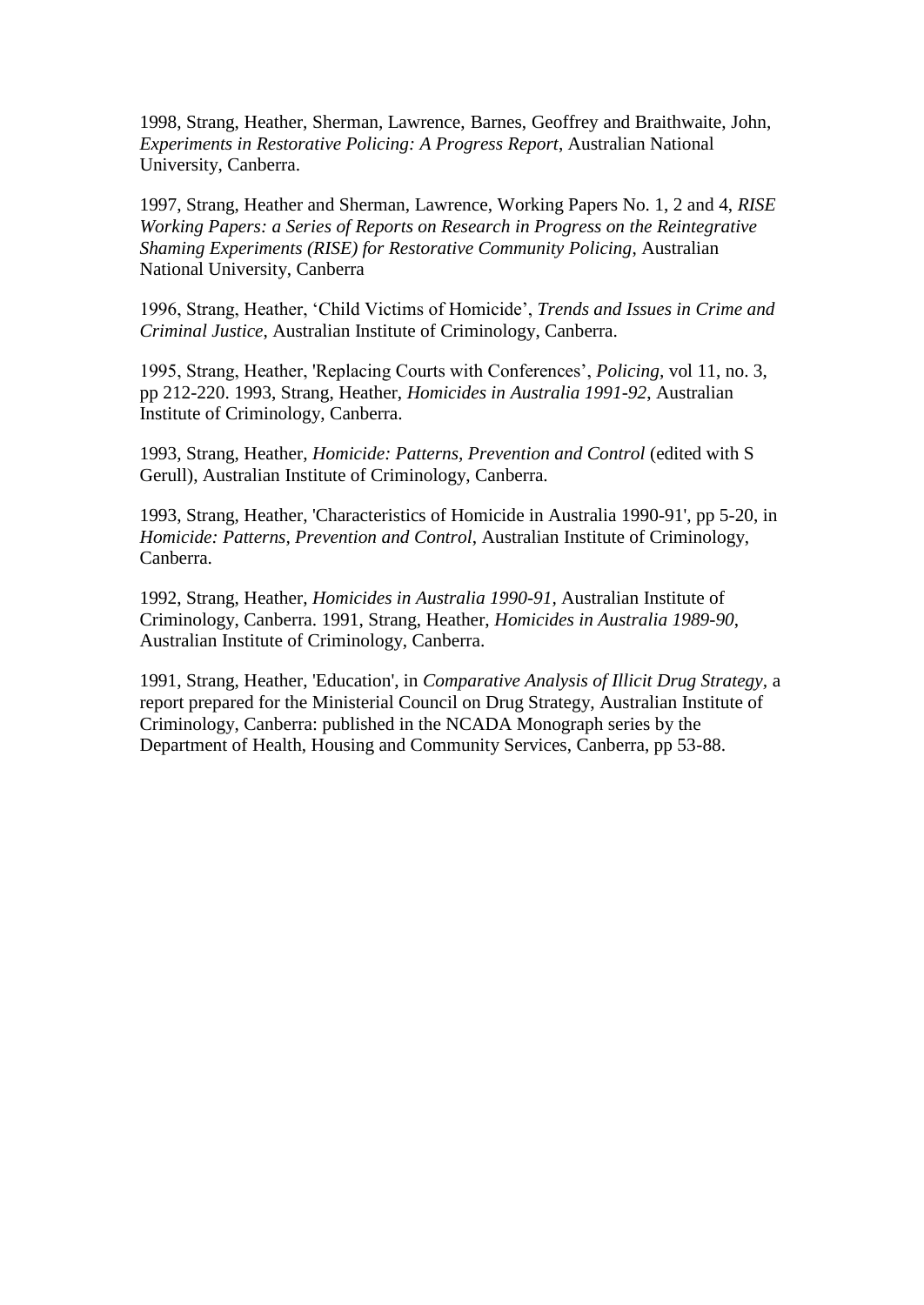1998, Strang, Heather, Sherman, Lawrence, Barnes, Geoffrey and Braithwaite, John, *Experiments in Restorative Policing: A Progress Report*, Australian National University, Canberra.

1997, Strang, Heather and Sherman, Lawrence, Working Papers No. 1, 2 and 4, *RISE Working Papers: a Series of Reports on Research in Progress on the Reintegrative Shaming Experiments (RISE) for Restorative Community Policing*, Australian National University, Canberra

1996, Strang, Heather, 'Child Victims of Homicide', *Trends and Issues in Crime and Criminal Justice*, Australian Institute of Criminology, Canberra.

1995, Strang, Heather, 'Replacing Courts with Conferences', *Policing*, vol 11, no. 3, pp 212-220. 1993, Strang, Heather, *Homicides in Australia 1991-92*, Australian Institute of Criminology, Canberra.

1993, Strang, Heather, *Homicide: Patterns, Prevention and Control* (edited with S Gerull), Australian Institute of Criminology, Canberra.

1993, Strang, Heather, 'Characteristics of Homicide in Australia 1990-91', pp 5-20, in *Homicide: Patterns, Prevention and Control*, Australian Institute of Criminology, Canberra.

1992, Strang, Heather, *Homicides in Australia 1990-91*, Australian Institute of Criminology, Canberra. 1991, Strang, Heather, *Homicides in Australia 1989-90*, Australian Institute of Criminology, Canberra.

1991, Strang, Heather, 'Education', in *Comparative Analysis of Illicit Drug Strategy*, a report prepared for the Ministerial Council on Drug Strategy, Australian Institute of Criminology, Canberra: published in the NCADA Monograph series by the Department of Health, Housing and Community Services, Canberra, pp 53-88.